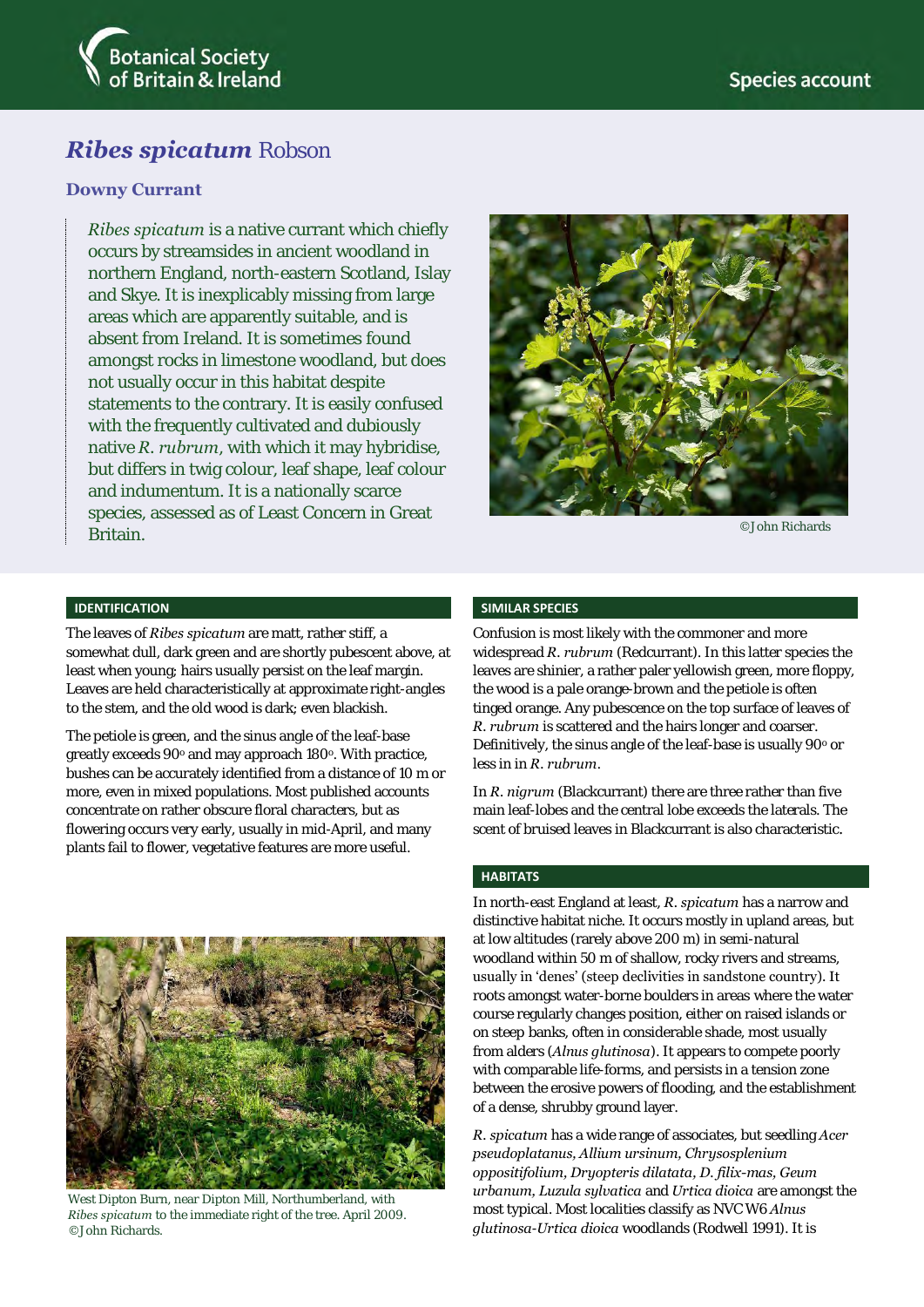# *Ribes spicatum* Robson

## Downy Currant

*Ribes spicatum* is a native currant which chiefly occurs by streamsides in ancient woodland in northern England, north-eastern Scotland, Islay and Skye. It is inexplicably missing from large areas which are apparently suitable, and is absent from Ireland. It is sometimes found amongst rocks in limestone woodland, but does not usually occur in this habitat despite statements to the contrary. It is easily confused with the frequently cultivated and dubiously native *R. rubrum*, with which it may hybridise, but differs in twig colour, leaf shape, leaf colour and indumentum. It is a nationally scarce species, assessed as of Least Concern in Great Britain.

©John Richards

### IDENTIFICATION

The leaves of *Ribes spicatum* are matt, rather stiff, a somewhat dull, dark green and are shortly pubescent above, at least when young; hairs usually persist on the leaf margin. Leaves are held characteristically at approximate right-angles to the stem, and the old wood is dark; even blackish.

The petiole is green, and the sinus angle of the leaf-base greatly exceeds 90° and may approach 180°. With practice, bushes can be accurately identified from a distance of 10 m or more, even in mixed populations. Most published accounts concentrate on rather obscure floral characters, but as flowering occurs very early, usually in mid-April, and many plants fail to flower, vegetative features are more useful.

West Dipton Burn, near Dipton Mill, Northumberland, with *Ribes spicatum* to the immediate right of the tree. April 2009. ©John Richards.

### SIMILAR SPECIES

Confusion is most likely with the commoner and more widespread *R. rubrum* (Redcurrant). In this latter species the leaves are shinier, a rather paler yellowish green, more floppy, the wood is a pale orange-brown and the petiole is often tinged orange. Any pubescence on the top surface of leaves of *R. rubrum* is scattered and the hairs longer and coarser. Definitively, the sinus angle of the leaf-base is usually 90° or less in in *R. rubrum*.

In *R. nigrum* (Blackcurrant) there are three rather than five main leaf-lobes and the central lobe exceeds the laterals. The scent of bruised leaves in Blackcurrant is also characteristic.

### HABITATS

In north-east England at least, *R. spicatum* has a narrow and distinctive habitat niche. It occurs mostly in upland areas, but at low altitudes (rarely above 200 m) in semi-natural woodland within 50 m of shallow, rocky rivers and streams, usually in 'denes' (steep declivities in sandstone country). It roots amongst water-borne boulders in areas where the water course regularly changes position, either on raised islands or on steep banks, often in considerable shade, most usually from alders (*Alnus glutinosa*). It appears to compete poorly with comparable life-forms, and persists in a tension zone between the erosive powers of flooding, and the establishment of a dense, shrubby ground layer.

*R. spicatum* has a wide range of associates, but seedling *Acer pseudoplatanus*, *Allium ursinum*, *Chrysosplenium oppositifolium*, *Dryopteris dilatata*, *D. filix-mas*, *Geum urbanum*, *Luzula sylvatica* and *Urtica dioica* are amongst the most typical. Most localities classify as NVC W6 *Alnus glutinosa-Urtica dioica* woodlands (Rodwell 1991). It is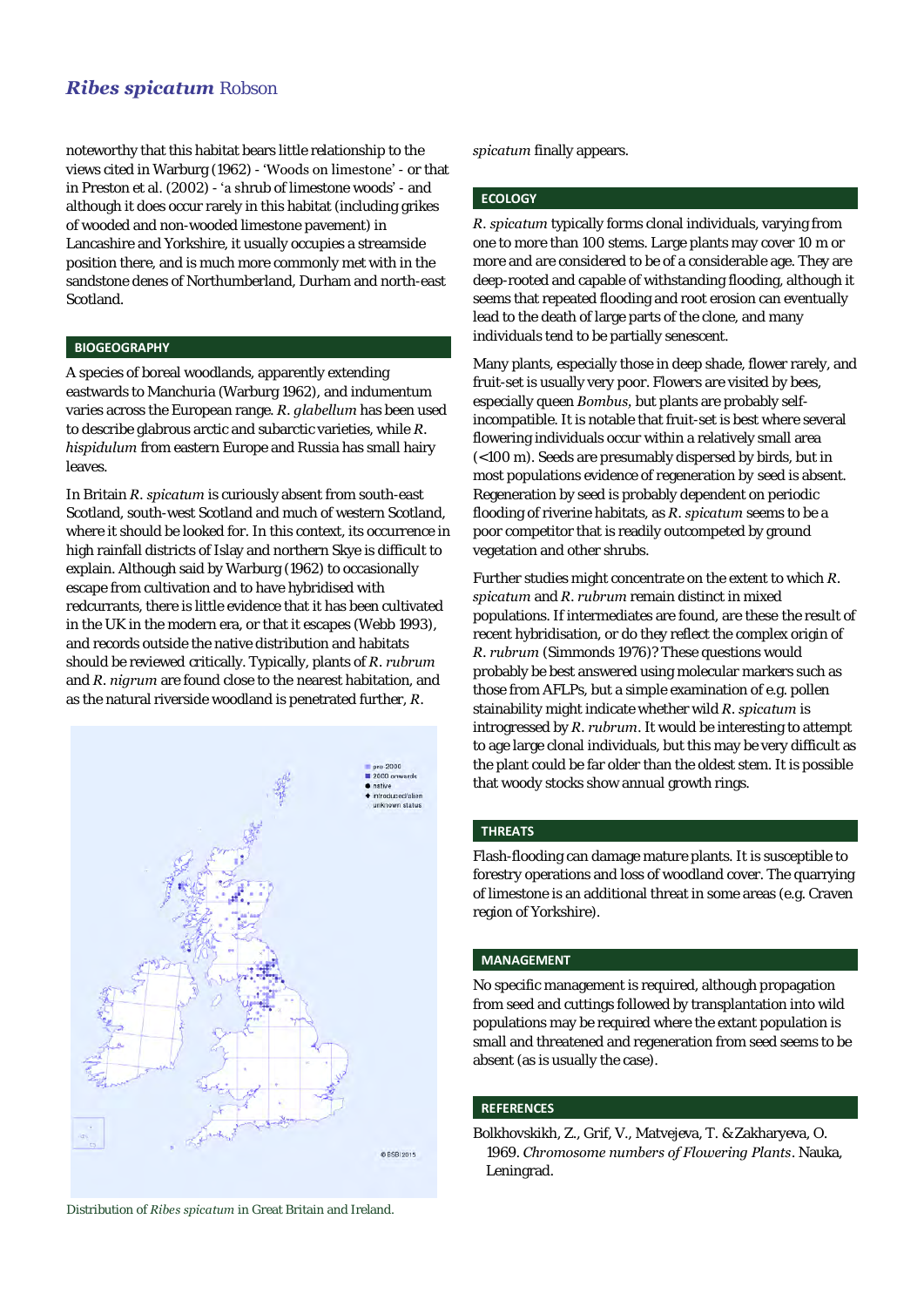noteworthy that this habitat bears little relationship to the views cited in Warburg (1962) - 'Woods on limestone' - or that in Preston et al. (2002) - 'a shrub of limestone woods' - and although it does occur rarely in this habitat (including grikes of wooded and non-wooded limestone pavement) in Lancashire and Yorkshire, it usually occupies a streamside position there, and is much more commonly met with in the sandstone denes of Northumberland, Durham and north-east Scotland.

## BIOGEOGRAPHY

A species of boreal woodlands, apparently extending eastwards to Manchuria (Warburg 1962), and indumentum varies across the European range. *R. glabellum* has been used to describe glabrous arctic and subarctic varieties, while *R. hispidulum* from eastern Europe and Russia has small hairy leaves.

In Britain *R. spicatum* is curiously absent from south-east Scotland, south-west Scotland and much of western Scotland, where it should be looked for. In this context, its occurrence in high rainfall districts of Islay and northern Skye is difficult to explain. Although said by Warburg (1962) to occasionally escape from cultivation and to have hybridised with redcurrants, there is little evidence that it has been cultivated in the UK in the modern era, or that it escapes (Webb 1993), and records outside the native distribution and habitats should be reviewed critically. Typically, plants of *R. rubrum* and *R. nigrum* are found close to the nearest habitation, and as the natural riverside woodland is penetrated further, *R. spicatum* finally appears.

Distribution of *Ribes spicatum* in Great Britain and Ireland.

## ECOLOGY

*R. spicatum* typically forms clonal individuals, varying from one to more than 100 stems. Large plants may cover 10 m or more and are considered to be of a considerable age. They are deep-rooted and capable of withstanding flooding, although it seems that repeated flooding and root erosion can eventually lead to the death of large parts of the clone, and many individuals tend to be partially senescent.

Many plants, especially those in deep shade, flower rarely, and fruit-set is usually very poor. Flowers are visited by bees, especially queen *Bombus*, but plants are probably self-incompatible. It is notable that fruit-set is best where several flowering individuals occur within a relatively small area (<100 m). Seeds are presumably dispersed by birds, but in most populations evidence of regeneration by seed is absent. Regeneration by seed is probably dependent on periodic flooding of riverine habitats, as *R. spicatum* seems to be a poor competitor that is readily outcompeted by ground vegetation and other shrubs.

Further studies might concentrate on the extent to which *R. spicatum* and *R. rubrum* remain distinct in mixed populations. If intermediates are found, are these the result of recent hybridisation, or do they reflect the complex origin of *R. rubrum* (Simmonds 1976)? These questions would probably be best answered using molecular markers such as those from AFLPs, but a simple examination of e.g. pollen stainability might indicate whether wild *R. spicatum* is introgressed by *R. rubrum*. It would be interesting to attempt to age large clonal individuals, but this may be very difficult as the plant could be far older than the oldest stem. It is possible that woody stocks show annual growth rings.

## THREATS

Flash-flooding can damage mature plants. It is susceptible to forestry operations and loss of woodland cover. The quarrying of limestone is an additional threat in some areas (e.g. Craven region of Yorkshire).

## MANAGEMENT

No specific management is required, although propagation from seed and cuttings followed by transplantation into wild populations may be required where the extant population is small and threatened and regeneration from seed seems to be absent (as is usually the case).

## REFERENCES

Bolkhovskikh, Z., Grif, V., Matvejeva, T. & Zakharyeva, O. 1969. *Chromosome numbers of Flowering Plants*. Nauka, Leningrad.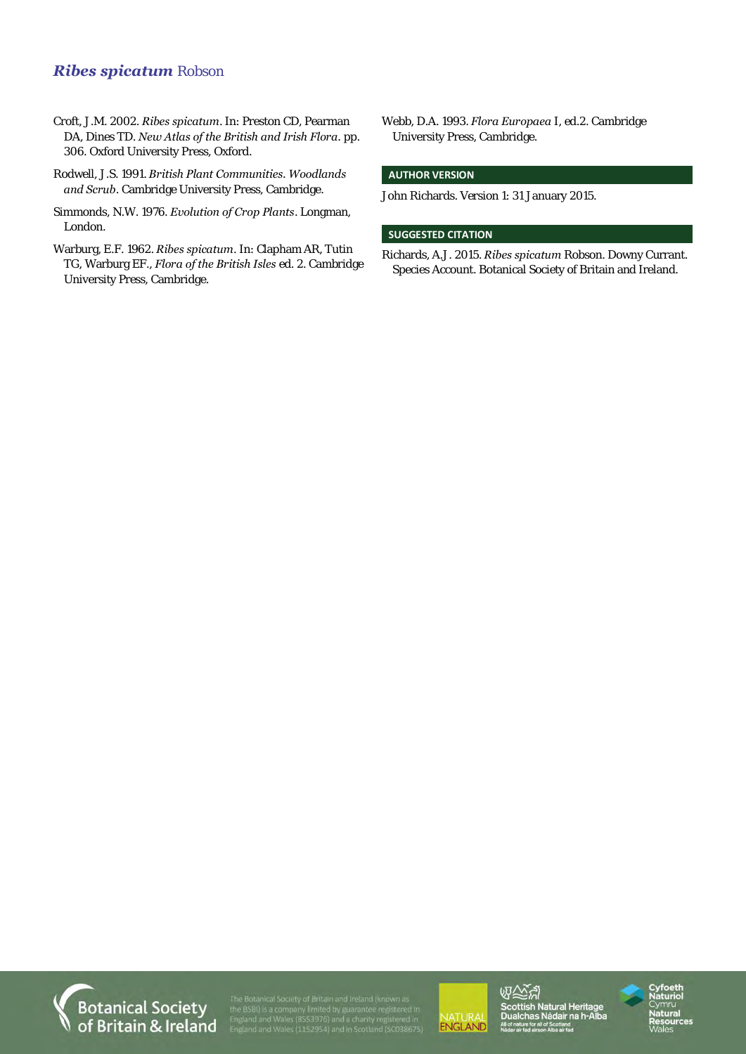Croft, J.M. 2002. *Ribes spicatum*. In: Preston CD, Pearman DA, Dines TD. *New Atlas of the British and Irish Flora*. pp. 306. Oxford University Press, Oxford.

Rodwell, J.S. 1991. *British Plant Communities. Woodlands and Scrub*. Cambridge University Press, Cambridge.

Simmonds, N.W. 1976. *Evolution of Crop Plants*. Longman, London.

Warburg, E.F. 1962. *Ribes spicatum*. In: Clapham AR, Tutin TG, Warburg EF., *Flora of the British Isles* ed. 2. Cambridge University Press, Cambridge.

Webb, D.A. 1993. *Flora Europaea* I, ed.2. Cambridge University Press, Cambridge.

## AUTHOR VERSION

John Richards. Version 1: 31 January 2015.

## SUGGESTED CITATION

Richards, A.J. 2015. *Ribes spicatum* Robson. Downy Currant. Species Account. Botanical Society of Britain and Ireland.

The Botanical Society of Britain and Ireland (known as the BSBI) is a company limited by guarantee registered in England and Wales (8553976) and a charity registered in England and Wales (1152954) and in Scotland (SC038675)